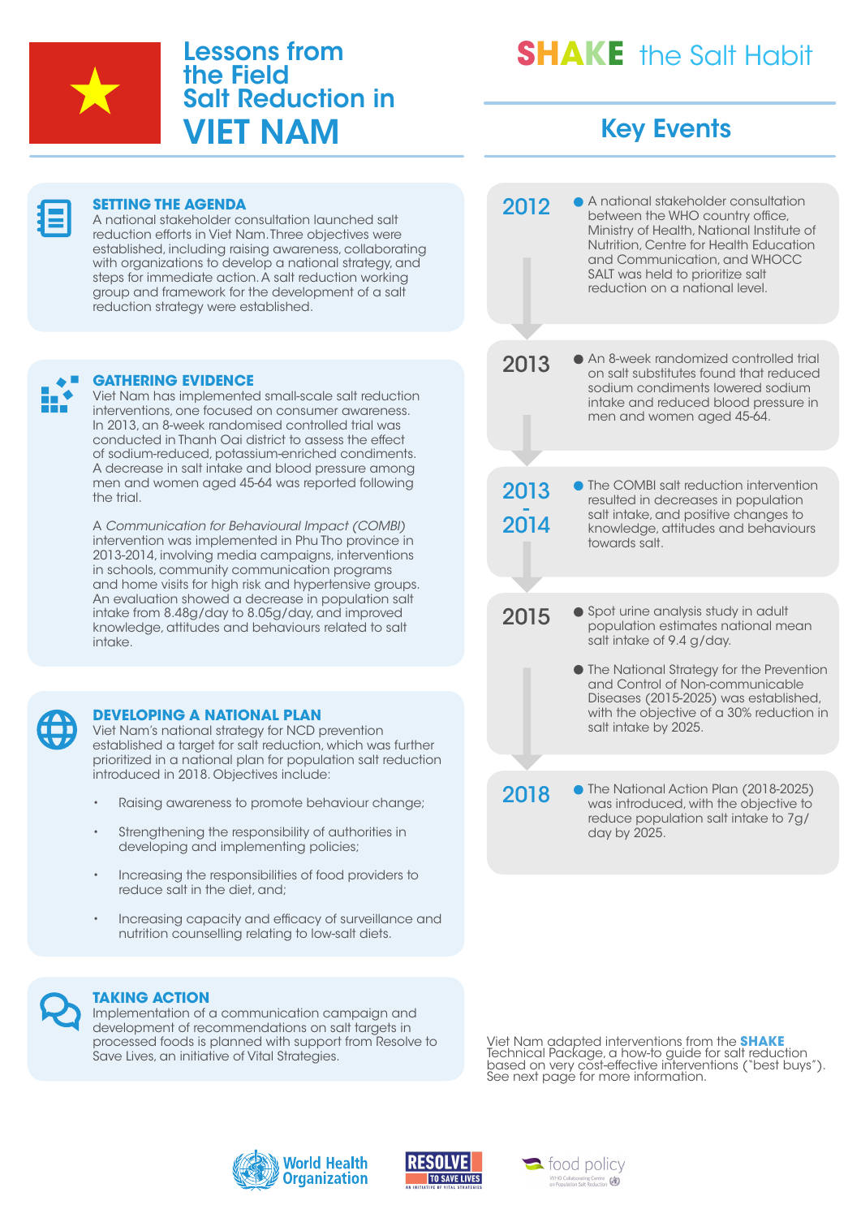# Lessons from the Field Salt Reduction in VIET NAM

## SETTING THE AGENDA

A national stakeholder consultation launched salt reduction efforts in Viet Nam. Three objectives were established, including raising awareness, collaborating with organizations to develop a national strategy, and steps for immediate action. A salt reduction working group and framework for the development of a salt reduction strategy were established.

## GATHERING EVIDENCE

Viet Nam has implemented small-scale salt reduction interventions, one focused on consumer awareness. In 2013, an 8-week randomised controlled trial was conducted in Thanh Oai district to assess the effect of sodium-reduced, potassium-enriched condiments. A decrease in salt intake and blood pressure among men and women aged 45-64 was reported following the trial.

A *Communication for Behavioural Impact (COMBI)* intervention was implemented in Phu Tho province in 2013-2014, involving media campaigns, interventions in schools, community communication programs and home visits for high risk and hypertensive groups. An evaluation showed a decrease in population salt intake from 8.48g/day to 8.05g/day, and improved knowledge, attitudes and behaviours related to salt intake.

## DEVELOPING A NATIONAL PLAN

Viet Nam's national strategy for NCD prevention established a target for salt reduction, which was further prioritized in a national plan for population salt reduction introduced in 2018. Objectives include:

- Raising awareness to promote behaviour change;
- Strengthening the responsibility of authorities in developing and implementing policies;
- Increasing the responsibilities of food providers to reduce salt in the diet, and;
- Increasing capacity and efficacy of surveillance and nutrition counselling relating to low-salt diets.

## TAKING ACTION

Implementation of a communication campaign and development of recommendations on salt targets in processed foods is planned with support from Resolve to Save Lives, an initiative of Vital Strategies.

# SHAKE the Salt Habit

## Key Events

**2012**
- A national stakeholder consultation between the WHO country office, Ministry of Health, National Institute of Nutrition, Centre for Health Education and Communication, and WHOCC SALT was held to prioritize salt reduction on a national level.

**2013**
- An 8-week randomized controlled trial on salt substitutes found that reduced sodium condiments lowered sodium intake and reduced blood pressure in men and women aged 45-64.

**2013 - 2014**
- The COMBI salt reduction intervention resulted in decreases in population salt intake, and positive changes to knowledge, attitudes and behaviours towards salt.

**2015**
- Spot urine analysis study in adult population estimates national mean salt intake of 9.4 g/day.
- The National Strategy for the Prevention and Control of Non-communicable Diseases (2015-2025) was established, with the objective of a 30% reduction in salt intake by 2025.

**2018**
- The National Action Plan (2018-2025) was introduced, with the objective to reduce population salt intake to 7g/day by 2025.

Viet Nam adapted interventions from the **SHAKE** Technical Package, a how-to guide for salt reduction based on very cost-effective interventions ("best buys"). See next page for more information.

World Health Organization | RESOLVE TO SAVE LIVES – AN INITIATIVE OF VITAL STRATEGIES | food policy – WHO Collaborating Centre on Population Salt Reduction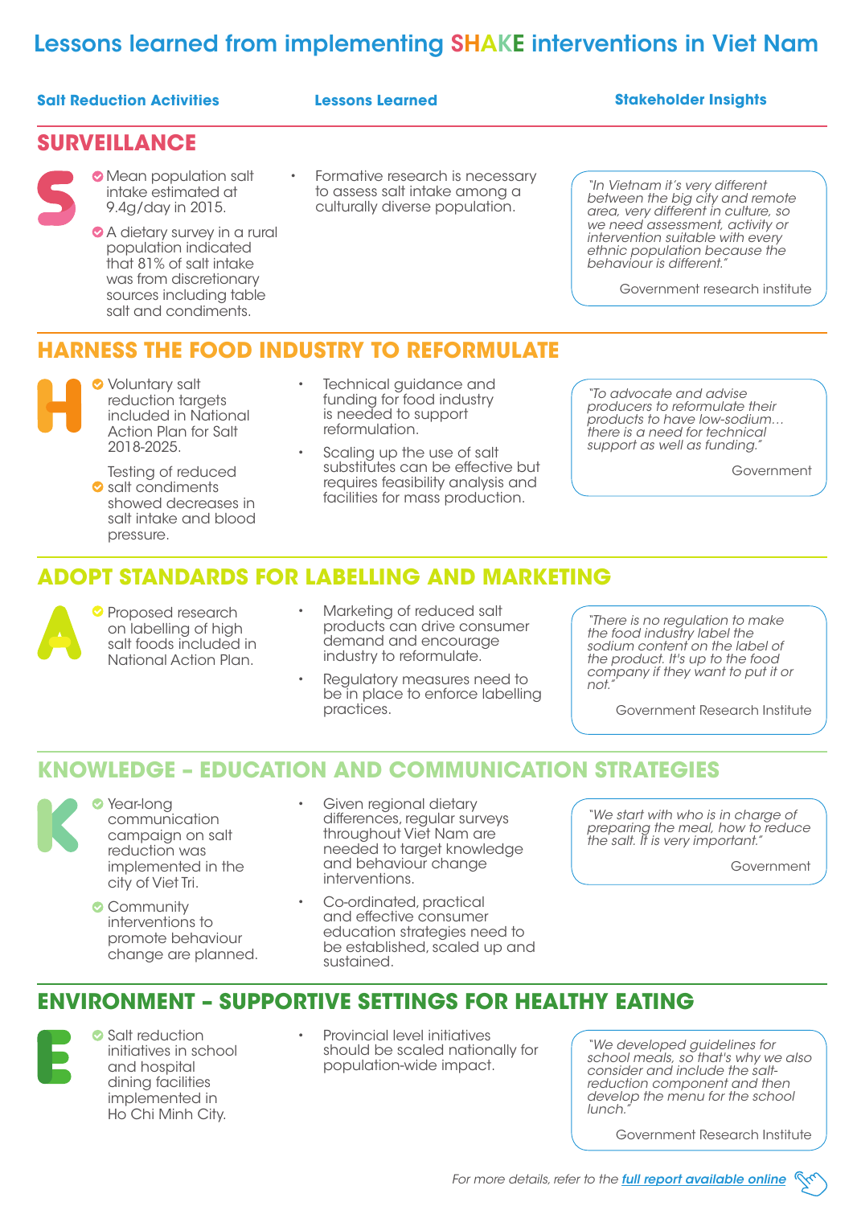# Lessons learned from implementing SHAKE interventions in Viet Nam

**Salt Reduction Activities** | **Lessons Learned** | **Stakeholder Insights**

## SURVEILLANCE

- Mean population salt intake estimated at 9.4g/day in 2015.
- A dietary survey in a rural population indicated that 81% of salt intake was from discretionary sources including table salt and condiments.

**Lessons Learned**

- Formative research is necessary to assess salt intake among a culturally diverse population.

*"In Vietnam it's very different between the big city and remote area, very different in culture, so we need assessment, activity or intervention suitable with every ethnic population because the behaviour is different."*

Government research institute

## HARNESS THE FOOD INDUSTRY TO REFORMULATE

- Voluntary salt reduction targets included in National Action Plan for Salt 2018-2025.
- Testing of reduced salt condiments showed decreases in salt intake and blood pressure.

**Lessons Learned**

- Technical guidance and funding for food industry is needed to support reformulation.
- Scaling up the use of salt substitutes can be effective but requires feasibility analysis and facilities for mass production.

*"To advocate and advise producers to reformulate their products to have low-sodium… there is a need for technical support as well as funding."*

Government

## ADOPT STANDARDS FOR LABELLING AND MARKETING

- Proposed research on labelling of high salt foods included in National Action Plan.

**Lessons Learned**

- Marketing of reduced salt products can drive consumer demand and encourage industry to reformulate.
- Regulatory measures need to be in place to enforce labelling practices.

*"There is no regulation to make the food industry label the sodium content on the label of the product. It's up to the food company if they want to put it or not."*

Government Research Institute

## KNOWLEDGE – EDUCATION AND COMMUNICATION STRATEGIES

- Year-long communication campaign on salt reduction was implemented in the city of Viet Tri.
- Community interventions to promote behaviour change are planned.

**Lessons Learned**

- Given regional dietary differences, regular surveys throughout Viet Nam are needed to target knowledge and behaviour change interventions.
- Co-ordinated, practical and effective consumer education strategies need to be established, scaled up and sustained.

*"We start with who is in charge of preparing the meal, how to reduce the salt. It is very important."*

Government

## ENVIRONMENT – SUPPORTIVE SETTINGS FOR HEALTHY EATING

- Salt reduction initiatives in school and hospital dining facilities implemented in Ho Chi Minh City.

**Lessons Learned**

- Provincial level initiatives should be scaled nationally for population-wide impact.

*"We developed guidelines for school meals, so that's why we also consider and include the salt-reduction component and then develop the menu for the school lunch."*

Government Research Institute

*For more details, refer to the full report available online*